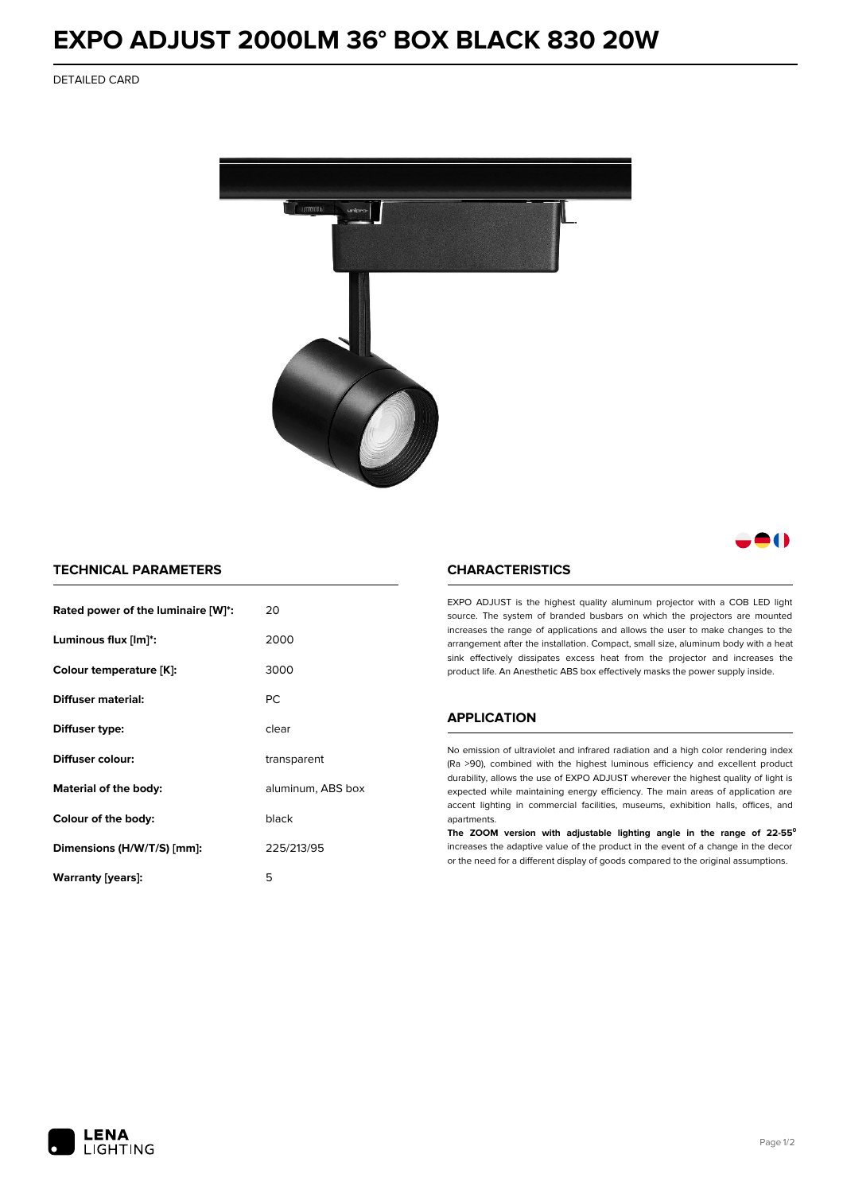# EXPO ADJUST 2000LM 36° BOX BLACK 830 20W

DETAILED CARD

## TECHNICAL PARAMETERS

| | |
|---|---|
| **Rated power of the luminaire [W]*:** | 20 |
| **Luminous flux [lm]*:** | 2000 |
| **Colour temperature [K]:** | 3000 |
| **Diffuser material:** | PC |
| **Diffuser type:** | clear |
| **Diffuser colour:** | transparent |
| **Material of the body:** | aluminum, ABS box |
| **Colour of the body:** | black |
| **Dimensions (H/W/T/S) [mm]:** | 225/213/95 |
| **Warranty [years]:** | 5 |

## CHARACTERISTICS

EXPO ADJUST is the highest quality aluminum projector with a COB LED light source. The system of branded busbars on which the projectors are mounted increases the range of applications and allows the user to make changes to the arrangement after the installation. Compact, small size, aluminum body with a heat sink effectively dissipates excess heat from the projector and increases the product life. An Anesthetic ABS box effectively masks the power supply inside.

## APPLICATION

No emission of ultraviolet and infrared radiation and a high color rendering index (Ra >90), combined with the highest luminous efficiency and excellent product durability, allows the use of EXPO ADJUST wherever the highest quality of light is expected while maintaining energy efficiency. The main areas of application are accent lighting in commercial facilities, museums, exhibition halls, offices, and apartments.

**The ZOOM version with adjustable lighting angle in the range of 22-55°** increases the adaptive value of the product in the event of a change in the decor or the need for a different display of goods compared to the original assumptions.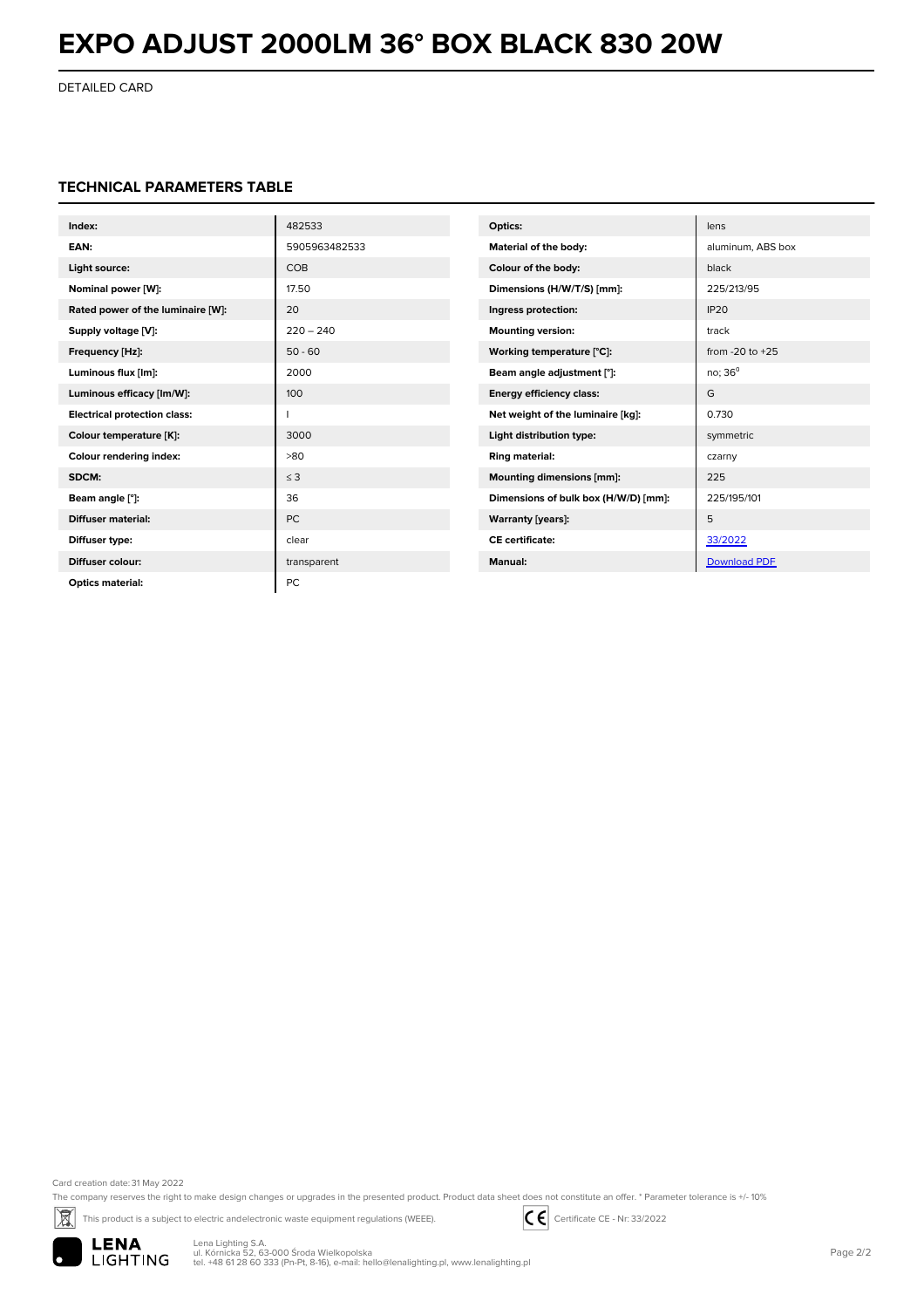# EXPO ADJUST 2000LM 36° BOX BLACK 830 20W

DETAILED CARD

### TECHNICAL PARAMETERS TABLE

| | |
|---|---|
| **Index:** | 482533 |
| **EAN:** | 5905963482533 |
| **Light source:** | COB |
| **Nominal power [W]:** | 17.50 |
| **Rated power of the luminaire [W]:** | 20 |
| **Supply voltage [V]:** | 220 – 240 |
| **Frequency [Hz]:** | 50 - 60 |
| **Luminous flux [lm]:** | 2000 |
| **Luminous efficacy [lm/W]:** | 100 |
| **Electrical protection class:** | I |
| **Colour temperature [K]:** | 3000 |
| **Colour rendering index:** | >80 |
| **SDCM:** | ≤ 3 |
| **Beam angle [°]:** | 36 |
| **Diffuser material:** | PC |
| **Diffuser type:** | clear |
| **Diffuser colour:** | transparent |
| **Optics material:** | PC |

| | |
|---|---|
| **Optics:** | lens |
| **Material of the body:** | aluminum, ABS box |
| **Colour of the body:** | black |
| **Dimensions (H/W/T/S) [mm]:** | 225/213/95 |
| **Ingress protection:** | IP20 |
| **Mounting version:** | track |
| **Working temperature [°C]:** | from -20 to +25 |
| **Beam angle adjustment [°]:** | no; 36° |
| **Energy efficiency class:** | G |
| **Net weight of the luminaire [kg]:** | 0.730 |
| **Light distribution type:** | symmetric |
| **Ring material:** | czarny |
| **Mounting dimensions [mm]:** | 225 |
| **Dimensions of bulk box (H/W/D) [mm]:** | 225/195/101 |
| **Warranty [years]:** | 5 |
| **CE certificate:** | 33/2022 |
| **Manual:** | Download PDF |

Card creation date: 31 May 2022

The company reserves the right to make design changes or upgrades in the presented product. Product data sheet does not constitute an offer. * Parameter tolerance is +/- 10%

This product is a subject to electric andelectronic waste equipment regulations (WEEE).

Certificate CE - Nr: 33/2022

LENA LIGHTING

Lena Lighting S.A.
ul. Kórnicka 52, 63-000 Środa Wielkopolska
tel. +48 61 28 60 333 (Pn-Pt, 8-16), e-mail: hello@lenalighting.pl, www.lenalighting.pl